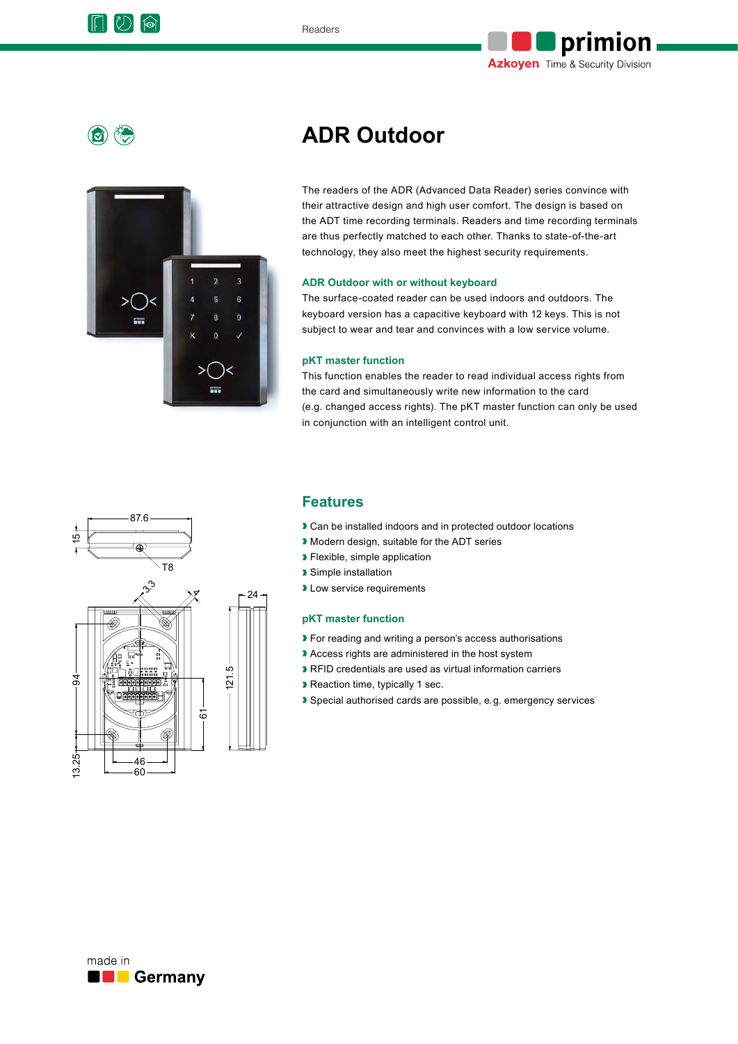# ADR Outdoor

The readers of the ADR (Advanced Data Reader) series convince with their attractive design and high user comfort. The design is based on the ADT time recording terminals. Readers and time recording terminals are thus perfectly matched to each other. Thanks to state-of-the-art technology, they also meet the highest security requirements.

### ADR Outdoor with or without keyboard

The surface-coated reader can be used indoors and outdoors. The keyboard version has a capacitive keyboard with 12 keys. This is not subject to wear and tear and convinces with a low service volume.

### pKT master function

This function enables the reader to read individual access rights from the card and simultaneously write new information to the card (e.g. changed access rights). The pKT master function can only be used in conjunction with an intelligent control unit.

## Features

- Can be installed indoors and in protected outdoor locations
- Modern design, suitable for the ADT series
- Flexible, simple application
- Simple installation
- Low service requirements

### pKT master function

- For reading and writing a person's access authorisations
- Access rights are administered in the host system
- RFID credentials are used as virtual information carriers
- Reaction time, typically 1 sec.
- Special authorised cards are possible, e.g. emergency services

made in Germany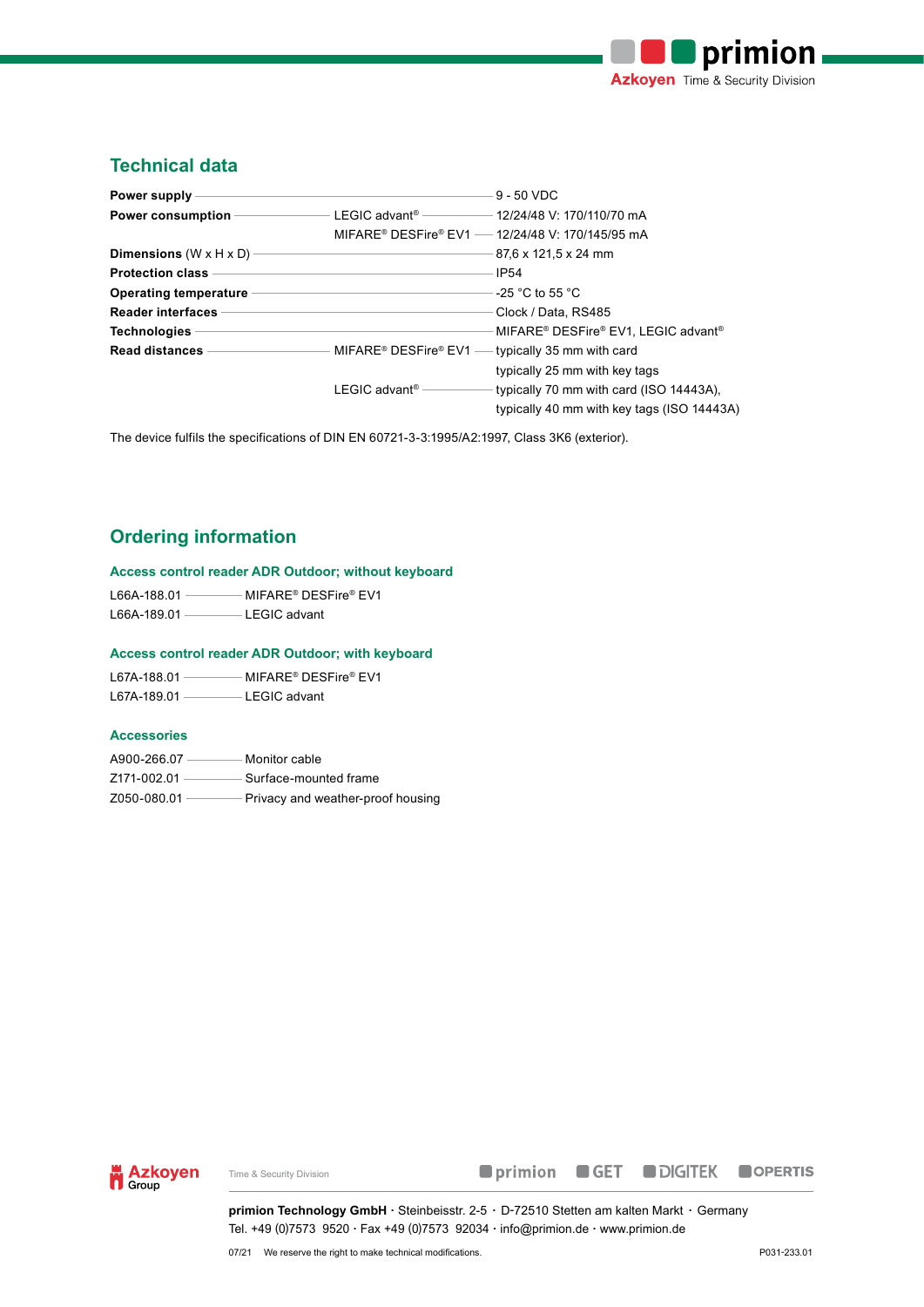## Technical data

| | | |
|---|---|---|
| **Power supply** | | 9 - 50 VDC |
| **Power consumption** | LEGIC advant® | 12/24/48 V: 170/110/70 mA |
| | MIFARE® DESFire® EV1 | 12/24/48 V: 170/145/95 mA |
| **Dimensions** (W x H x D) | | 87,6 x 121,5 x 24 mm |
| **Protection class** | | IP54 |
| **Operating temperature** | | -25 °C to 55 °C |
| **Reader interfaces** | | Clock / Data, RS485 |
| **Technologies** | | MIFARE® DESFire® EV1, LEGIC advant® |
| **Read distances** | MIFARE® DESFire® EV1 | typically 35 mm with card |
| | | typically 25 mm with key tags |
| | LEGIC advant® | typically 70 mm with card (ISO 14443A), |
| | | typically 40 mm with key tags (ISO 14443A) |

The device fulfils the specifications of DIN EN 60721-3-3:1995/A2:1997, Class 3K6 (exterior).

## Ordering information

### Access control reader ADR Outdoor; without keyboard

| | |
|---|---|
| L66A-188.01 | MIFARE® DESFire® EV1 |
| L66A-189.01 | LEGIC advant |

### Access control reader ADR Outdoor; with keyboard

| | |
|---|---|
| L67A-188.01 | MIFARE® DESFire® EV1 |
| L67A-189.01 | LEGIC advant |

### Accessories

| | |
|---|---|
| A900-266.07 | Monitor cable |
| Z171-002.01 | Surface-mounted frame |
| Z050-080.01 | Privacy and weather-proof housing |

**primion Technology GmbH** · Steinbeisstr. 2-5 · D-72510 Stetten am kalten Markt · Germany
Tel. +49 (0)7573 9520 · Fax +49 (0)7573 92034 · info@primion.de · www.primion.de

07/21 We reserve the right to make technical modifications. P031-233.01